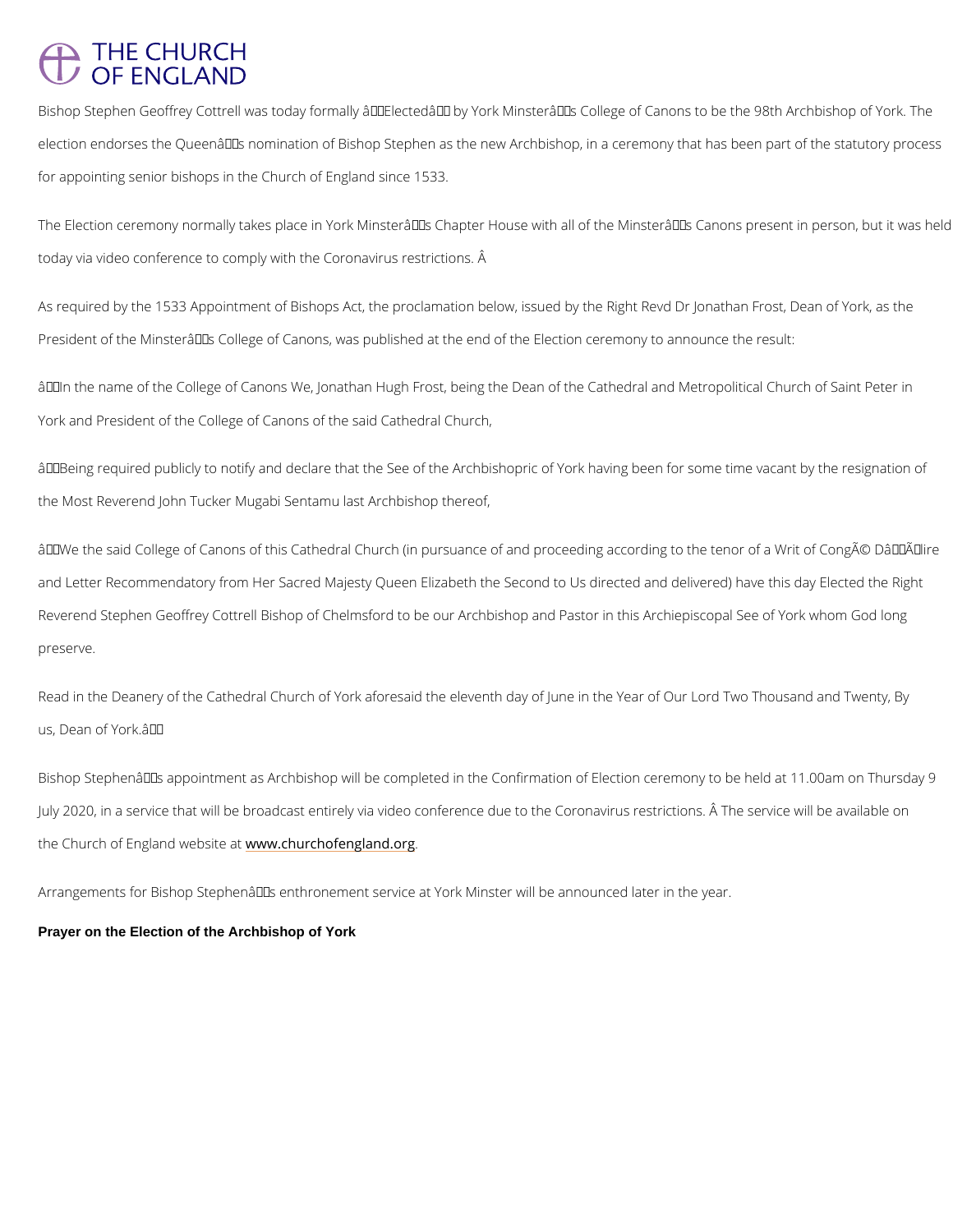Bishop Stephen Geoffrey Cottrell was today formally â€˜Electedâ€™ by York Minsterâ€™s College of Canons to be the 98th Archbishop of York. The election endorses the Queenâ€™s nomination of Bishop Stephen as the new Archbishop, in a ceremony that has been part of the statutory process for appointing senior bishops in the Church of England since 1533.

The Election ceremony normally takes place in York Minsterâ€™s Chapter House with all of the Minsterâ€™s Canons present in person, but it was held today via video conference to comply with the Coronavirus restrictions. Â

As required by the 1533 Appointment of Bishops Act, the proclamation below, issued by the Right Revd Dr Jonathan Frost, Dean of York, as the President of the Minsterâ€™s College of Canons, was published at the end of the Election ceremony to announce the result:

â€œIn the name of the College of Canons We, Jonathan Hugh Frost, being the Dean of the Cathedral and Metropolitical Church of Saint Peter in York and President of the College of Canons of the said Cathedral Church,

â€œBeing required publicly to notify and declare that the See of the Archbishopric of York having been for some time vacant by the resignation of the Most Reverend John Tucker Mugabi Sentamu last Archbishop thereof,

â€œWe the said College of Canons of this Cathedral Church (in pursuance of and proceeding according to the tenor of a Writ of CongÃ© Dâ€™Ã‰lire and Letter Recommendatory from Her Sacred Majesty Queen Elizabeth the Second to Us directed and delivered) have this day Elected the Right Reverend Stephen Geoffrey Cottrell Bishop of Chelmsford to be our Archbishop and Pastor in this Archiepiscopal See of York whom God long preserve.

Read in the Deanery of the Cathedral Church of York aforesaid the eleventh day of June in the Year of Our Lord Two Thousand and Twenty, By us, Dean of York.â€

Bishop Stephenâ€™s appointment as Archbishop will be completed in the Confirmation of Election ceremony to be held at 11.00am on Thursday 9 July 2020, in a service that will be broadcast entirely via video conference due to the Coronavirus restrictions. Â The service will be available on the Church of England website at www.churchofengland.org.

Arrangements for Bishop Stephenâ€™s enthronement service at York Minster will be announced later in the year.

**Prayer on the Election of the Archbishop of York**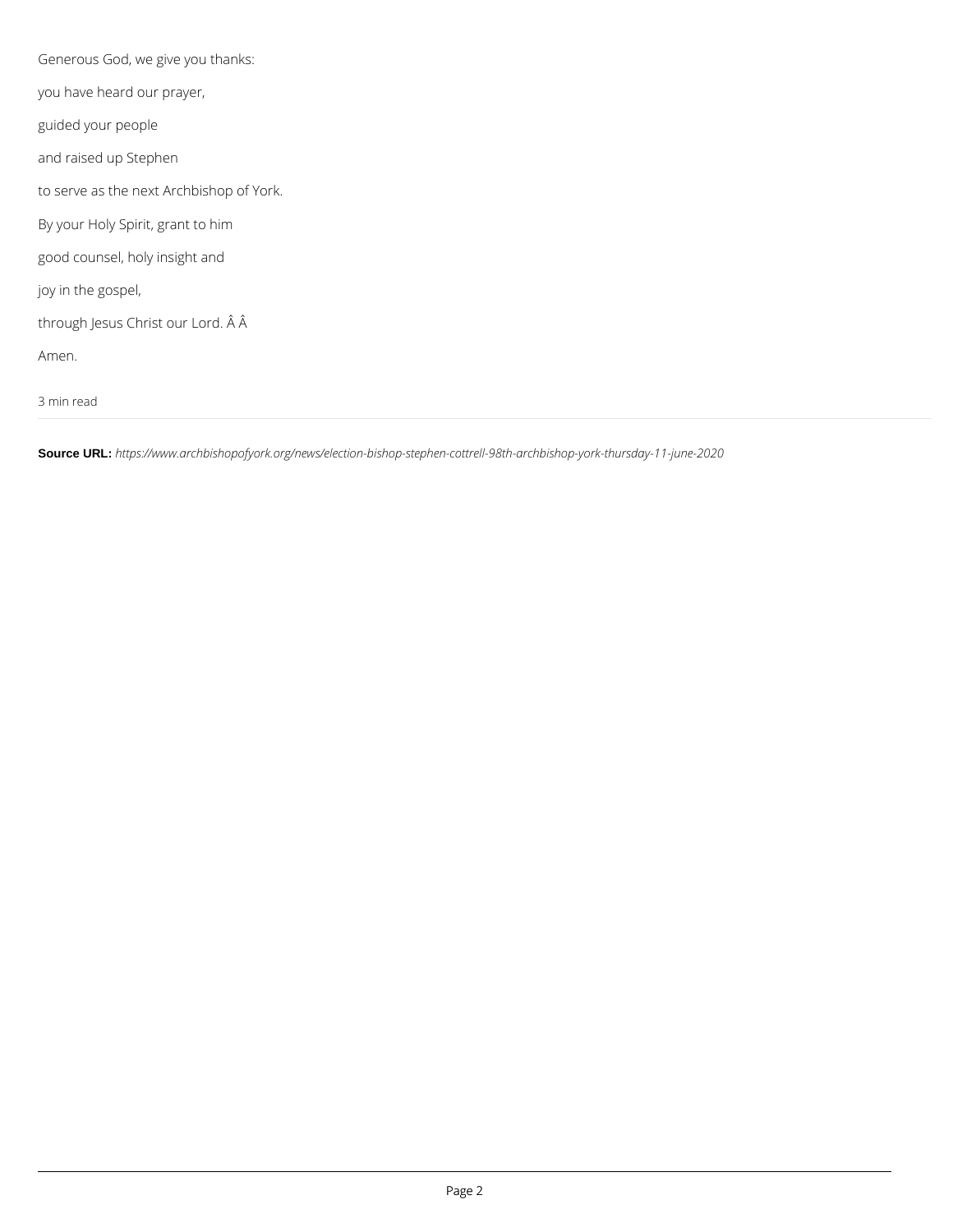Generous God, we give you thanks:

you have heard our prayer,

guided your people

and raised up Stephen

to serve as the next Archbishop of York.

By your Holy Spirit, grant to him

good counsel, holy insight and

joy in the gospel,

through Jesus Christ our Lord. Â Â

Amen.

3 min read

---

**Source URL:** *https://www.archbishopofyork.org/news/election-bishop-stephen-cottrell-98th-archbishop-york-thursday-11-june-2020*